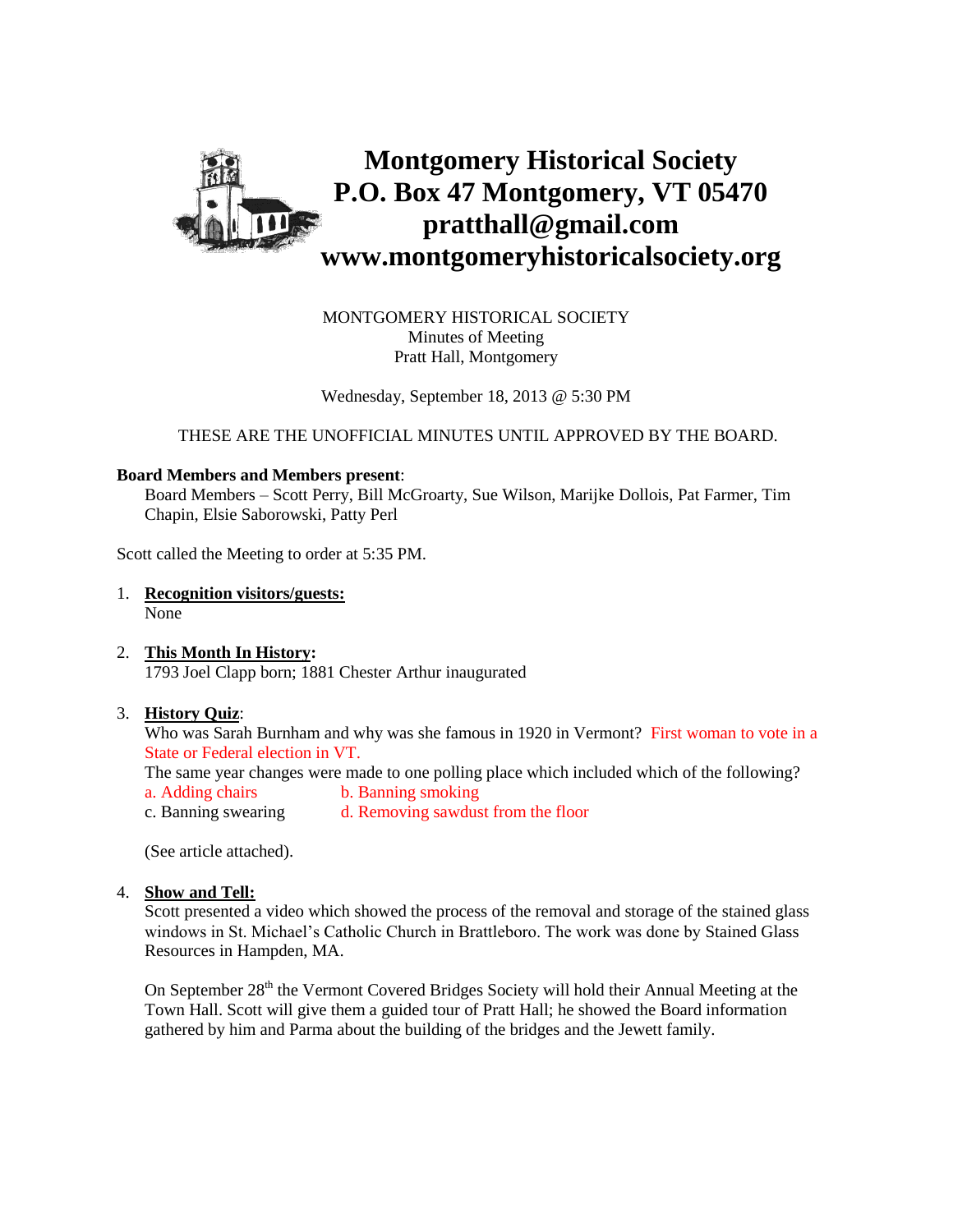# Montgomery Historical Society
# P.O. Box 47 Montgomery, VT 05470
# pratthall@gmail.com
# www.montgomeryhistoricalsociety.org

MONTGOMERY HISTORICAL SOCIETY
Minutes of Meeting
Pratt Hall, Montgomery

Wednesday, September 18, 2013 @ 5:30 PM

THESE ARE THE UNOFFICIAL MINUTES UNTIL APPROVED BY THE BOARD.

**Board Members and Members present**:
Board Members – Scott Perry, Bill McGroarty, Sue Wilson, Marijke Dollois, Pat Farmer, Tim Chapin, Elsie Saborowski, Patty Perl

Scott called the Meeting to order at 5:35 PM.

1. **Recognition visitors/guests:**
   None

2. **This Month In History:**
   1793 Joel Clapp born; 1881 Chester Arthur inaugurated

3. **History Quiz**:
   Who was Sarah Burnham and why was she famous in 1920 in Vermont? First woman to vote in a State or Federal election in VT.
   The same year changes were made to one polling place which included which of the following?
   a. Adding chairs b. Banning smoking
   c. Banning swearing d. Removing sawdust from the floor

   (See article attached).

4. **Show and Tell:**
   Scott presented a video which showed the process of the removal and storage of the stained glass windows in St. Michael's Catholic Church in Brattleboro. The work was done by Stained Glass Resources in Hampden, MA.

   On September 28th the Vermont Covered Bridges Society will hold their Annual Meeting at the Town Hall. Scott will give them a guided tour of Pratt Hall; he showed the Board information gathered by him and Parma about the building of the bridges and the Jewett family.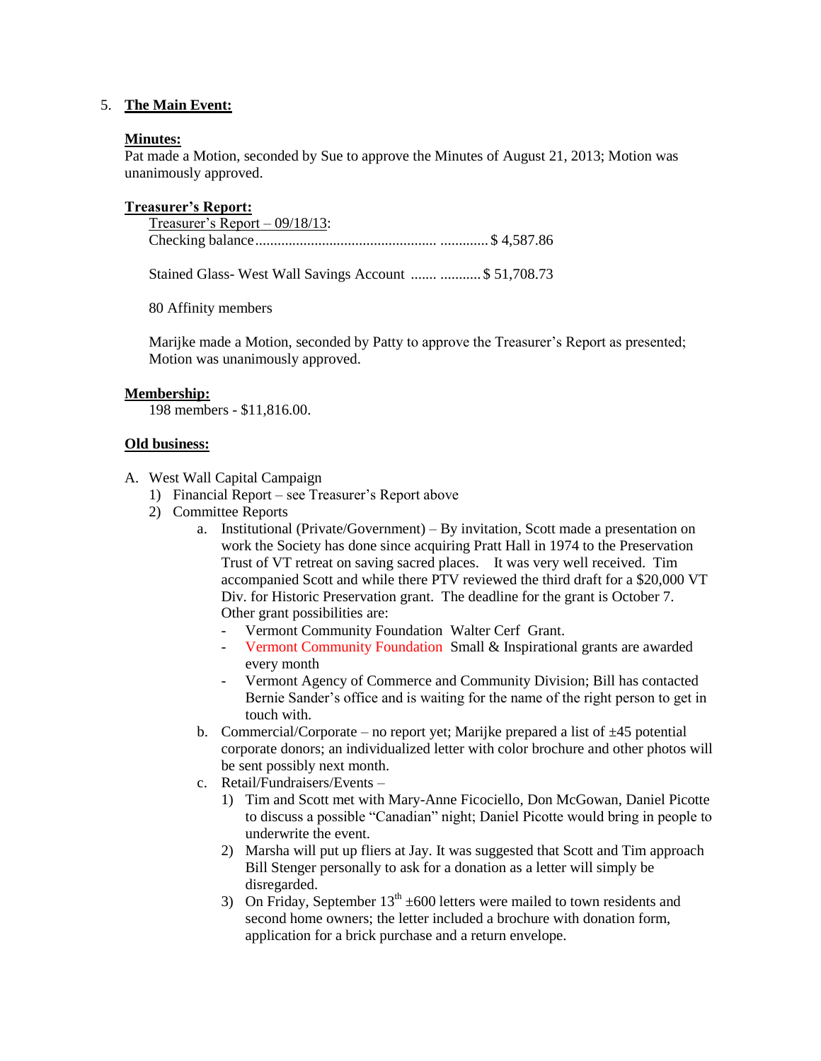5. **The Main Event:**

**Minutes:**
Pat made a Motion, seconded by Sue to approve the Minutes of August 21, 2013; Motion was unanimously approved.

**Treasurer's Report:**

Treasurer's Report – 09/18/13:
Checking balance................................................ ............. $ 4,587.86

Stained Glass- West Wall Savings Account ....... ........... $ 51,708.73

80 Affinity members

Marijke made a Motion, seconded by Patty to approve the Treasurer's Report as presented; Motion was unanimously approved.

**Membership:**
198 members - $11,816.00.

**Old business:**

A. West Wall Capital Campaign
   1) Financial Report – see Treasurer's Report above
   2) Committee Reports
      a. Institutional (Private/Government) – By invitation, Scott made a presentation on work the Society has done since acquiring Pratt Hall in 1974 to the Preservation Trust of VT retreat on saving sacred places. It was very well received. Tim accompanied Scott and while there PTV reviewed the third draft for a $20,000 VT Div. for Historic Preservation grant. The deadline for the grant is October 7. Other grant possibilities are:
         - Vermont Community Foundation Walter Cerf Grant.
         - Vermont Community Foundation Small & Inspirational grants are awarded every month
         - Vermont Agency of Commerce and Community Division; Bill has contacted Bernie Sander's office and is waiting for the name of the right person to get in touch with.
      b. Commercial/Corporate – no report yet; Marijke prepared a list of ±45 potential corporate donors; an individualized letter with color brochure and other photos will be sent possibly next month.
      c. Retail/Fundraisers/Events –
         1) Tim and Scott met with Mary-Anne Ficociello, Don McGowan, Daniel Picotte to discuss a possible "Canadian" night; Daniel Picotte would bring in people to underwrite the event.
         2) Marsha will put up fliers at Jay. It was suggested that Scott and Tim approach Bill Stenger personally to ask for a donation as a letter will simply be disregarded.
         3) On Friday, September 13th ±600 letters were mailed to town residents and second home owners; the letter included a brochure with donation form, application for a brick purchase and a return envelope.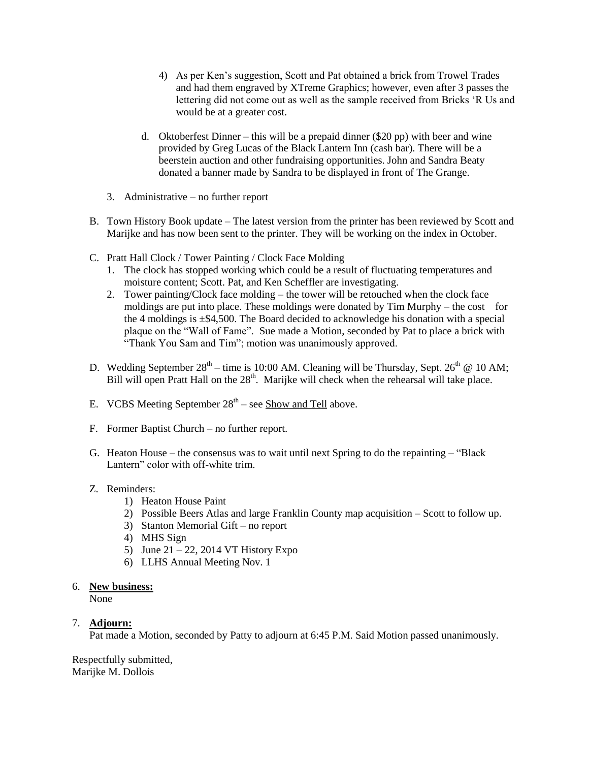4) As per Ken's suggestion, Scott and Pat obtained a brick from Trowel Trades and had them engraved by XTreme Graphics; however, even after 3 passes the lettering did not come out as well as the sample received from Bricks 'R Us and would be at a greater cost.

d. Oktoberfest Dinner – this will be a prepaid dinner ($20 pp) with beer and wine provided by Greg Lucas of the Black Lantern Inn (cash bar). There will be a beerstein auction and other fundraising opportunities. John and Sandra Beaty donated a banner made by Sandra to be displayed in front of The Grange.

3. Administrative – no further report

B. Town History Book update – The latest version from the printer has been reviewed by Scott and Marijke and has now been sent to the printer. They will be working on the index in October.

C. Pratt Hall Clock / Tower Painting / Clock Face Molding
   1. The clock has stopped working which could be a result of fluctuating temperatures and moisture content; Scott. Pat, and Ken Scheffler are investigating.
   2. Tower painting/Clock face molding – the tower will be retouched when the clock face moldings are put into place. These moldings were donated by Tim Murphy – the cost for the 4 moldings is ±$4,500. The Board decided to acknowledge his donation with a special plaque on the "Wall of Fame". Sue made a Motion, seconded by Pat to place a brick with "Thank You Sam and Tim"; motion was unanimously approved.

D. Wedding September 28th – time is 10:00 AM. Cleaning will be Thursday, Sept. 26th @ 10 AM; Bill will open Pratt Hall on the 28th. Marijke will check when the rehearsal will take place.

E. VCBS Meeting September 28th – see Show and Tell above.

F. Former Baptist Church – no further report.

G. Heaton House – the consensus was to wait until next Spring to do the repainting – "Black Lantern" color with off-white trim.

Z. Reminders:
   1) Heaton House Paint
   2) Possible Beers Atlas and large Franklin County map acquisition – Scott to follow up.
   3) Stanton Memorial Gift – no report
   4) MHS Sign
   5) June 21 – 22, 2014 VT History Expo
   6) LLHS Annual Meeting Nov. 1

6. **New business:**
   None

7. **Adjourn:**
   Pat made a Motion, seconded by Patty to adjourn at 6:45 P.M. Said Motion passed unanimously.

Respectfully submitted,
Marijke M. Dollois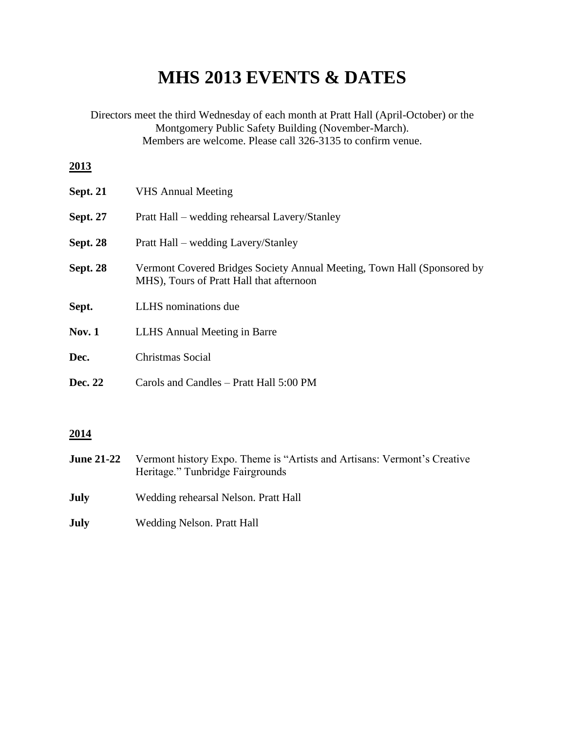# MHS 2013 EVENTS & DATES

Directors meet the third Wednesday of each month at Pratt Hall (April-October) or the Montgomery Public Safety Building (November-March).
Members are welcome. Please call 326-3135 to confirm venue.

**2013**

**Sept. 21** VHS Annual Meeting

**Sept. 27** Pratt Hall – wedding rehearsal Lavery/Stanley

**Sept. 28** Pratt Hall – wedding Lavery/Stanley

**Sept. 28** Vermont Covered Bridges Society Annual Meeting, Town Hall (Sponsored by MHS), Tours of Pratt Hall that afternoon

**Sept.** LLHS nominations due

**Nov. 1** LLHS Annual Meeting in Barre

**Dec.** Christmas Social

**Dec. 22** Carols and Candles – Pratt Hall 5:00 PM

**2014**

**June 21-22** Vermont history Expo. Theme is "Artists and Artisans: Vermont's Creative Heritage." Tunbridge Fairgrounds

**July** Wedding rehearsal Nelson. Pratt Hall

**July** Wedding Nelson. Pratt Hall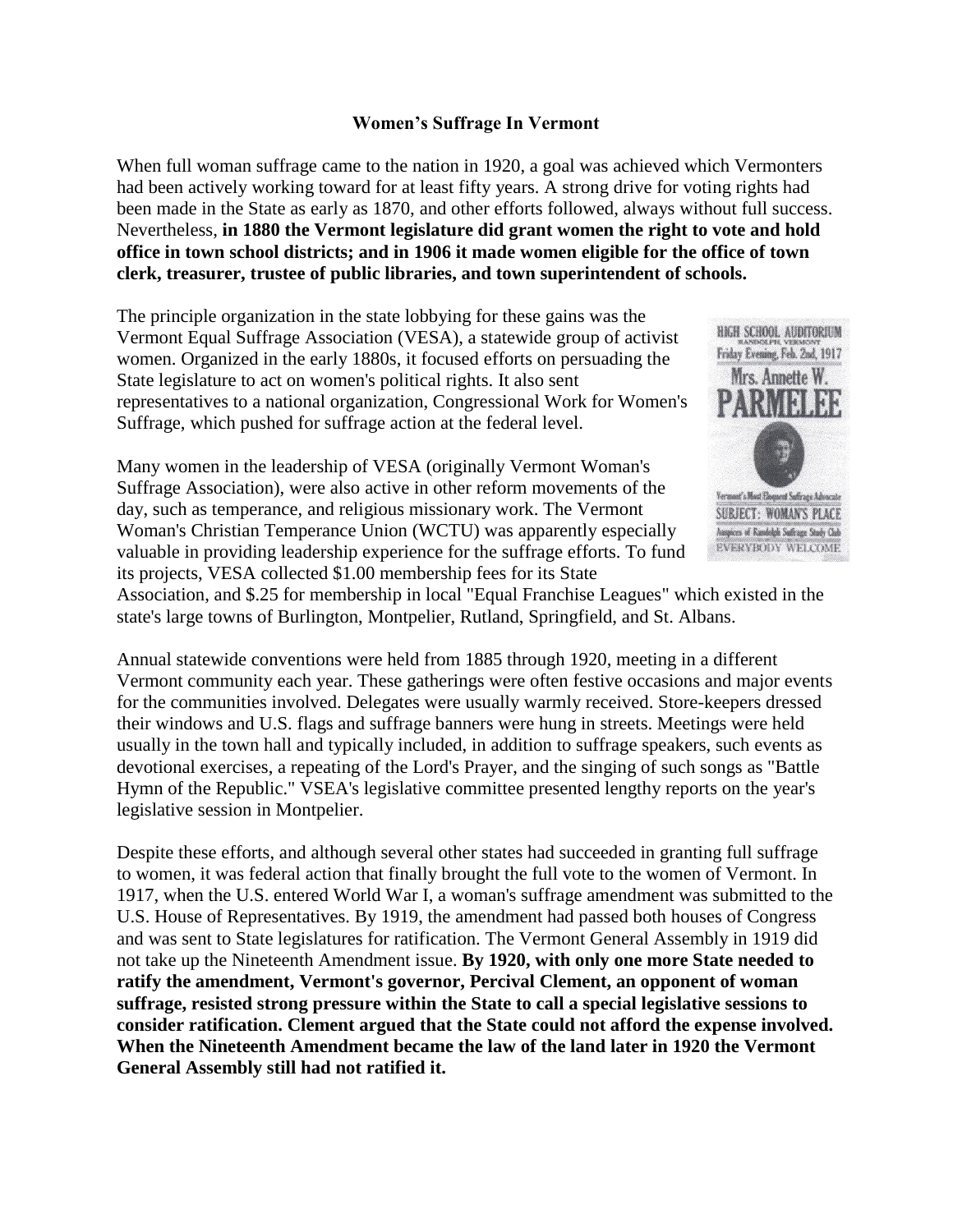**Women's Suffrage In Vermont**

When full woman suffrage came to the nation in 1920, a goal was achieved which Vermonters had been actively working toward for at least fifty years. A strong drive for voting rights had been made in the State as early as 1870, and other efforts followed, always without full success. Nevertheless, **in 1880 the Vermont legislature did grant women the right to vote and hold office in town school districts; and in 1906 it made women eligible for the office of town clerk, treasurer, trustee of public libraries, and town superintendent of schools.**

The principle organization in the state lobbying for these gains was the Vermont Equal Suffrage Association (VESA), a statewide group of activist women. Organized in the early 1880s, it focused efforts on persuading the State legislature to act on women's political rights. It also sent representatives to a national organization, Congressional Work for Women's Suffrage, which pushed for suffrage action at the federal level.

HIGH SCHOOL AUDITORIUM
RANDOLPH, VERMONT
Friday Evening, Feb. 2nd, 1917
Mrs. Annette W.
PARMELEE
Vermont's Most Eloquent Suffrage Advocate
SUBJECT: WOMAN'S PLACE
Auspices of Randolph Suffrage Study Club
EVERYBODY WELCOME

Many women in the leadership of VESA (originally Vermont Woman's Suffrage Association), were also active in other reform movements of the day, such as temperance, and religious missionary work. The Vermont Woman's Christian Temperance Union (WCTU) was apparently especially valuable in providing leadership experience for the suffrage efforts. To fund its projects, VESA collected $1.00 membership fees for its State Association, and $.25 for membership in local "Equal Franchise Leagues" which existed in the state's large towns of Burlington, Montpelier, Rutland, Springfield, and St. Albans.

Annual statewide conventions were held from 1885 through 1920, meeting in a different Vermont community each year. These gatherings were often festive occasions and major events for the communities involved. Delegates were usually warmly received. Store-keepers dressed their windows and U.S. flags and suffrage banners were hung in streets. Meetings were held usually in the town hall and typically included, in addition to suffrage speakers, such events as devotional exercises, a repeating of the Lord's Prayer, and the singing of such songs as "Battle Hymn of the Republic." VSEA's legislative committee presented lengthy reports on the year's legislative session in Montpelier.

Despite these efforts, and although several other states had succeeded in granting full suffrage to women, it was federal action that finally brought the full vote to the women of Vermont. In 1917, when the U.S. entered World War I, a woman's suffrage amendment was submitted to the U.S. House of Representatives. By 1919, the amendment had passed both houses of Congress and was sent to State legislatures for ratification. The Vermont General Assembly in 1919 did not take up the Nineteenth Amendment issue. **By 1920, with only one more State needed to ratify the amendment, Vermont's governor, Percival Clement, an opponent of woman suffrage, resisted strong pressure within the State to call a special legislative sessions to consider ratification. Clement argued that the State could not afford the expense involved. When the Nineteenth Amendment became the law of the land later in 1920 the Vermont General Assembly still had not ratified it.**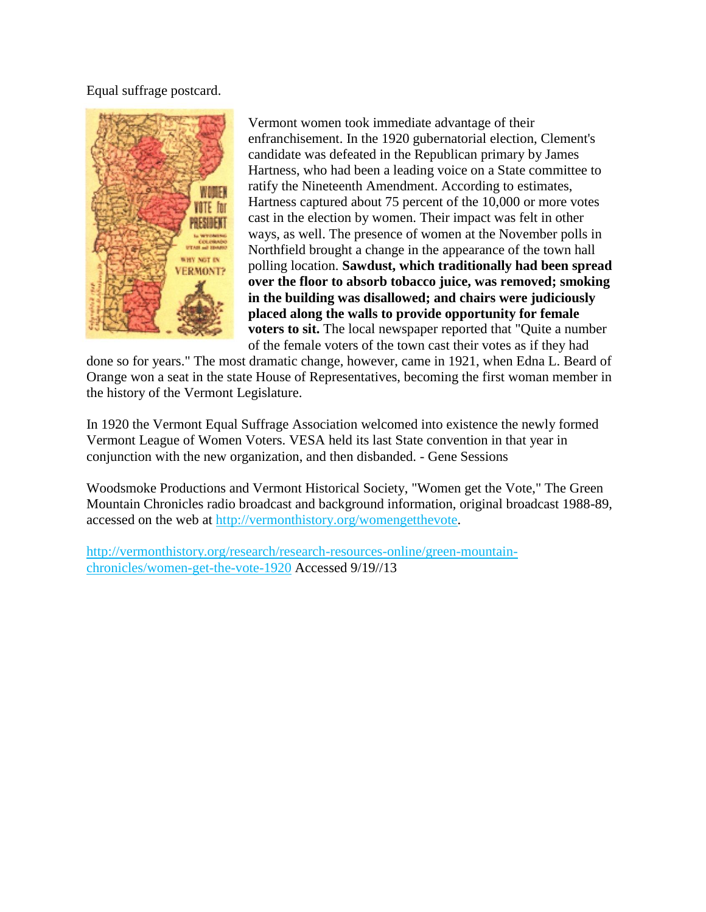Equal suffrage postcard.

Vermont women took immediate advantage of their enfranchisement. In the 1920 gubernatorial election, Clement's candidate was defeated in the Republican primary by James Hartness, who had been a leading voice on a State committee to ratify the Nineteenth Amendment. According to estimates, Hartness captured about 75 percent of the 10,000 or more votes cast in the election by women. Their impact was felt in other ways, as well. The presence of women at the November polls in Northfield brought a change in the appearance of the town hall polling location. **Sawdust, which traditionally had been spread over the floor to absorb tobacco juice, was removed; smoking in the building was disallowed; and chairs were judiciously placed along the walls to provide opportunity for female voters to sit.** The local newspaper reported that "Quite a number of the female voters of the town cast their votes as if they had done so for years." The most dramatic change, however, came in 1921, when Edna L. Beard of Orange won a seat in the state House of Representatives, becoming the first woman member in the history of the Vermont Legislature.

In 1920 the Vermont Equal Suffrage Association welcomed into existence the newly formed Vermont League of Women Voters. VESA held its last State convention in that year in conjunction with the new organization, and then disbanded. - Gene Sessions

Woodsmoke Productions and Vermont Historical Society, "Women get the Vote," The Green Mountain Chronicles radio broadcast and background information, original broadcast 1988-89, accessed on the web at http://vermonthistory.org/womengetthevote.

http://vermonthistory.org/research/research-resources-online/green-mountain-chronicles/women-get-the-vote-1920 Accessed 9/19//13